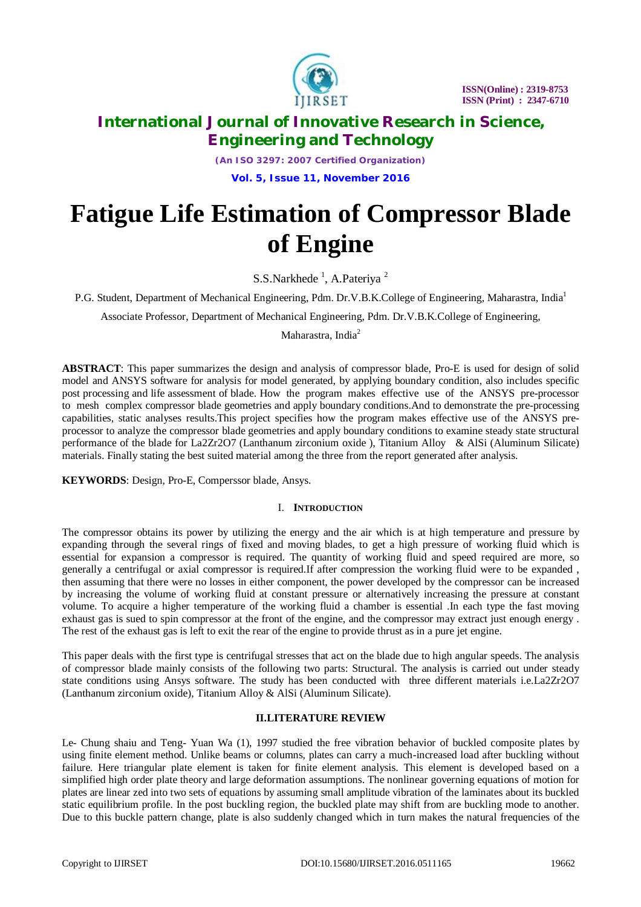# Fatigue Life Estimation of Compressor Blade of Engine

S.S.Narkhede [1], A.Pateriya [2]

P.G. Student, Department of Mechanical Engineering, Pdm. Dr.V.B.K.College of Engineering, Maharastra, India[1]

Associate Professor, Department of Mechanical Engineering, Pdm. Dr.V.B.K.College of Engineering, Maharastra, India[2]

**ABSTRACT**: This paper summarizes the design and analysis of compressor blade, Pro-E is used for design of solid model and ANSYS software for analysis for model generated, by applying boundary condition, also includes specific post processing and life assessment of blade. How the program makes effective use of the ANSYS pre-processor to mesh complex compressor blade geometries and apply boundary conditions.And to demonstrate the pre-processing capabilities, static analyses results.This project specifies how the program makes effective use of the ANSYS pre-processor to analyze the compressor blade geometries and apply boundary conditions to examine steady state structural performance of the blade for La2Zr2O7 (Lanthanum zirconium oxide ), Titanium Alloy & AlSi (Aluminum Silicate) materials. Finally stating the best suited material among the three from the report generated after analysis.

**KEYWORDS**: Design, Pro-E, Comperssor blade, Ansys.

## I. INTRODUCTION

The compressor obtains its power by utilizing the energy and the air which is at high temperature and pressure by expanding through the several rings of fixed and moving blades, to get a high pressure of working fluid which is essential for expansion a compressor is required. The quantity of working fluid and speed required are more, so generally a centrifugal or axial compressor is required.If after compression the working fluid were to be expanded , then assuming that there were no losses in either component, the power developed by the compressor can be increased by increasing the volume of working fluid at constant pressure or alternatively increasing the pressure at constant volume. To acquire a higher temperature of the working fluid a chamber is essential .In each type the fast moving exhaust gas is sued to spin compressor at the front of the engine, and the compressor may extract just enough energy . The rest of the exhaust gas is left to exit the rear of the engine to provide thrust as in a pure jet engine.

This paper deals with the first type is centrifugal stresses that act on the blade due to high angular speeds. The analysis of compressor blade mainly consists of the following two parts: Structural. The analysis is carried out under steady state conditions using Ansys software. The study has been conducted with three different materials i.e.La2Zr2O7 (Lanthanum zirconium oxide), Titanium Alloy & AlSi (Aluminum Silicate).

## II.LITERATURE REVIEW

Le- Chung shaiu and Teng- Yuan Wa (1), 1997 studied the free vibration behavior of buckled composite plates by using finite element method. Unlike beams or columns, plates can carry a much-increased load after buckling without failure. Here triangular plate element is taken for finite element analysis. This element is developed based on a simplified high order plate theory and large deformation assumptions. The nonlinear governing equations of motion for plates are linear zed into two sets of equations by assuming small amplitude vibration of the laminates about its buckled static equilibrium profile. In the post buckling region, the buckled plate may shift from are buckling mode to another. Due to this buckle pattern change, plate is also suddenly changed which in turn makes the natural frequencies of the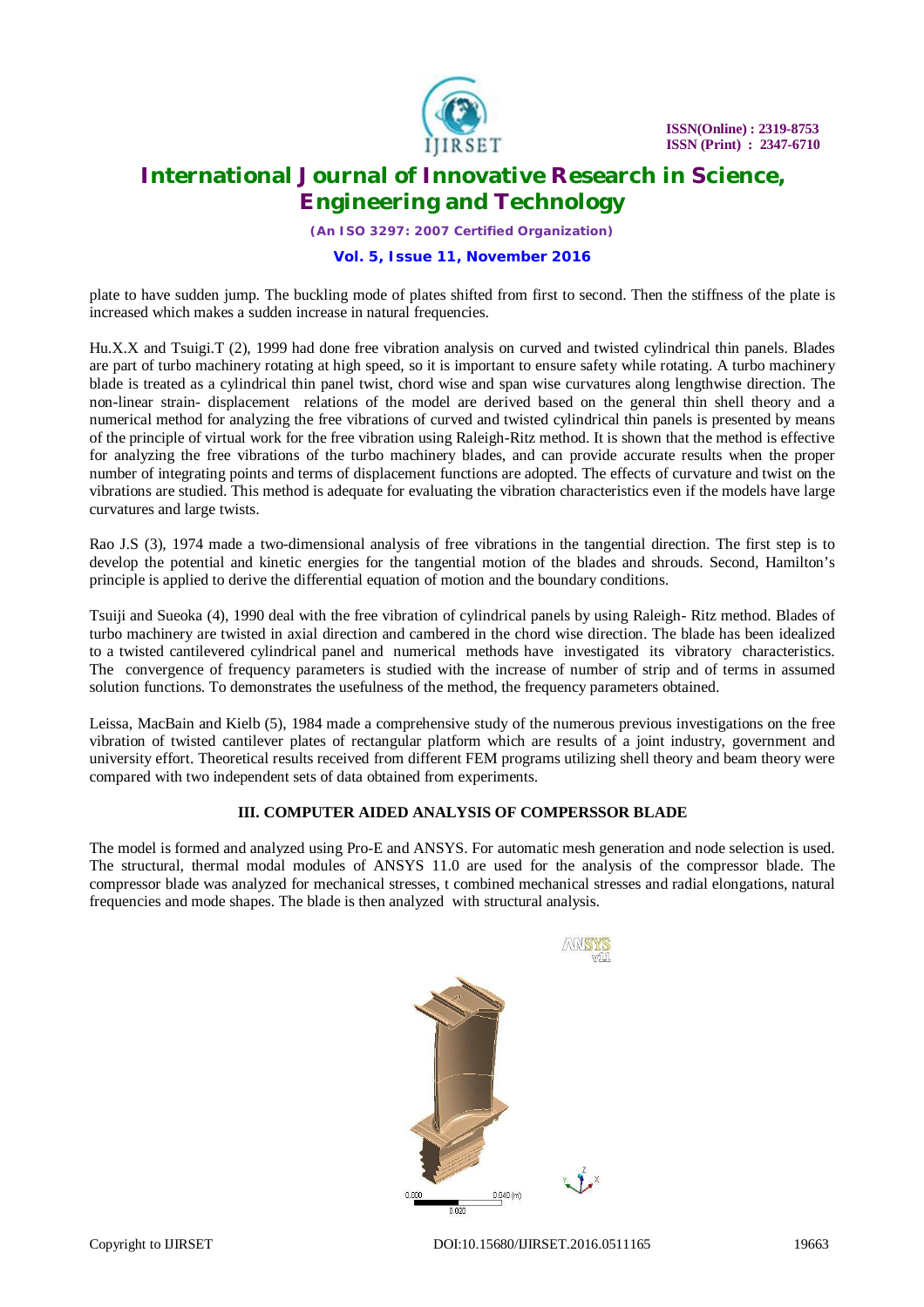plate to have sudden jump. The buckling mode of plates shifted from first to second. Then the stiffness of the plate is increased which makes a sudden increase in natural frequencies.

Hu.X.X and Tsuigi.T (2), 1999 had done free vibration analysis on curved and twisted cylindrical thin panels. Blades are part of turbo machinery rotating at high speed, so it is important to ensure safety while rotating. A turbo machinery blade is treated as a cylindrical thin panel twist, chord wise and span wise curvatures along lengthwise direction. The non-linear strain- displacement relations of the model are derived based on the general thin shell theory and a numerical method for analyzing the free vibrations of curved and twisted cylindrical thin panels is presented by means of the principle of virtual work for the free vibration using Raleigh-Ritz method. It is shown that the method is effective for analyzing the free vibrations of the turbo machinery blades, and can provide accurate results when the proper number of integrating points and terms of displacement functions are adopted. The effects of curvature and twist on the vibrations are studied. This method is adequate for evaluating the vibration characteristics even if the models have large curvatures and large twists.

Rao J.S (3), 1974 made a two-dimensional analysis of free vibrations in the tangential direction. The first step is to develop the potential and kinetic energies for the tangential motion of the blades and shrouds. Second, Hamilton's principle is applied to derive the differential equation of motion and the boundary conditions.

Tsuiji and Sueoka (4), 1990 deal with the free vibration of cylindrical panels by using Raleigh- Ritz method. Blades of turbo machinery are twisted in axial direction and cambered in the chord wise direction. The blade has been idealized to a twisted cantilevered cylindrical panel and numerical methods have investigated its vibratory characteristics. The convergence of frequency parameters is studied with the increase of number of strip and of terms in assumed solution functions. To demonstrates the usefulness of the method, the frequency parameters obtained.

Leissa, MacBain and Kielb (5), 1984 made a comprehensive study of the numerous previous investigations on the free vibration of twisted cantilever plates of rectangular platform which are results of a joint industry, government and university effort. Theoretical results received from different FEM programs utilizing shell theory and beam theory were compared with two independent sets of data obtained from experiments.

## III. COMPUTER AIDED ANALYSIS OF COMPERSSOR BLADE

The model is formed and analyzed using Pro-E and ANSYS. For automatic mesh generation and node selection is used. The structural, thermal modal modules of ANSYS 11.0 are used for the analysis of the compressor blade. The compressor blade was analyzed for mechanical stresses, t combined mechanical stresses and radial elongations, natural frequencies and mode shapes. The blade is then analyzed with structural analysis.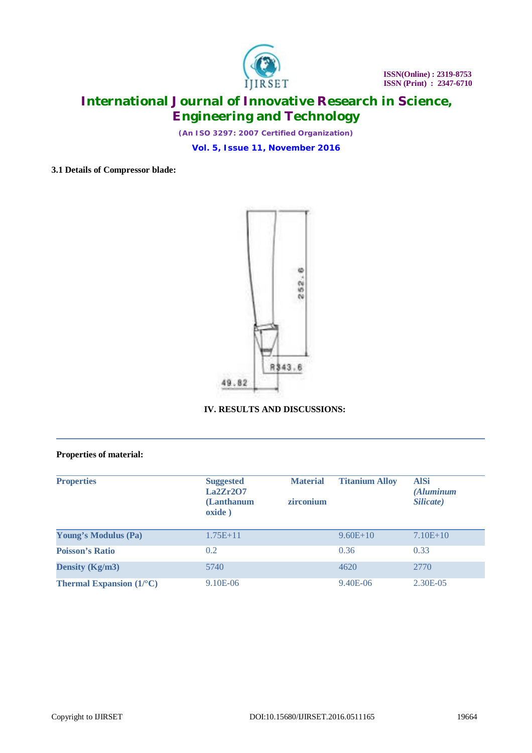**3.1 Details of Compressor blade:**

**IV. RESULTS AND DISCUSSIONS:**

**Properties of material:**

| Properties | Suggested La2Zr2O7 (Lanthanum oxide ) | Material zirconium | Titanium Alloy | AlSi *(Aluminum Silicate)* |
|---|---|---|---|---|
| Young's Modulus (Pa) | 1.75E+11 | | 9.60E+10 | 7.10E+10 |
| Poisson's Ratio | 0.2 | | 0.36 | 0.33 |
| Density (Kg/m3) | 5740 | | 4620 | 2770 |
| Thermal Expansion (1/°C) | 9.10E-06 | | 9.40E-06 | 2.30E-05 |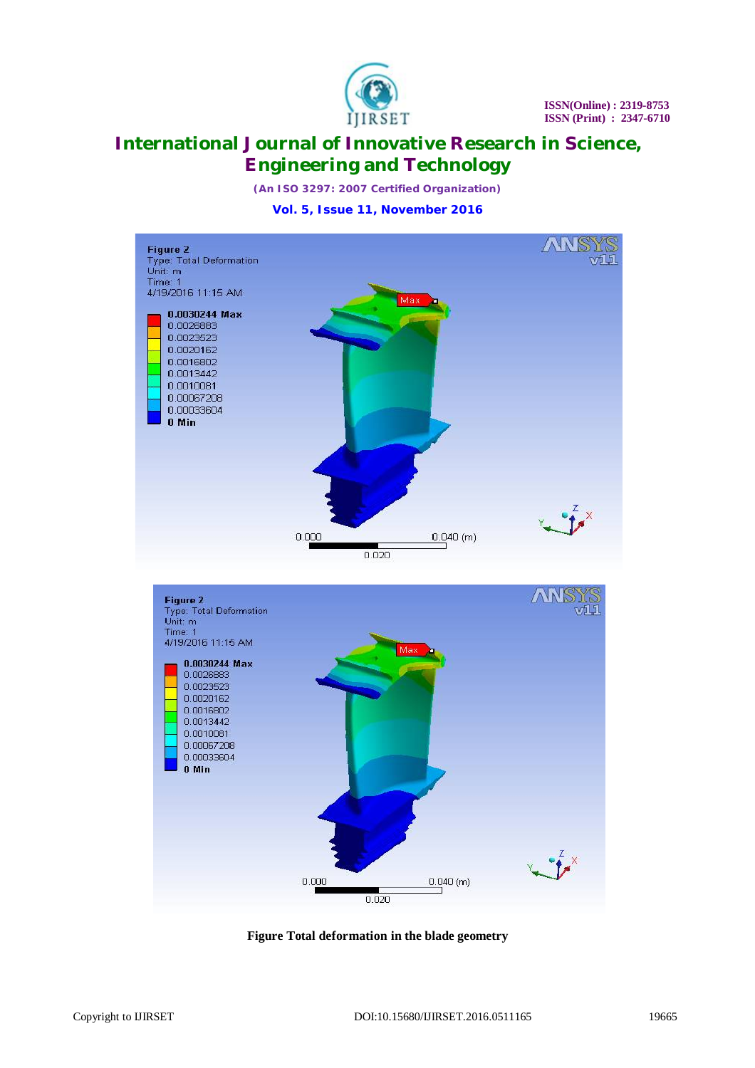**Figure Total deformation in the blade geometry**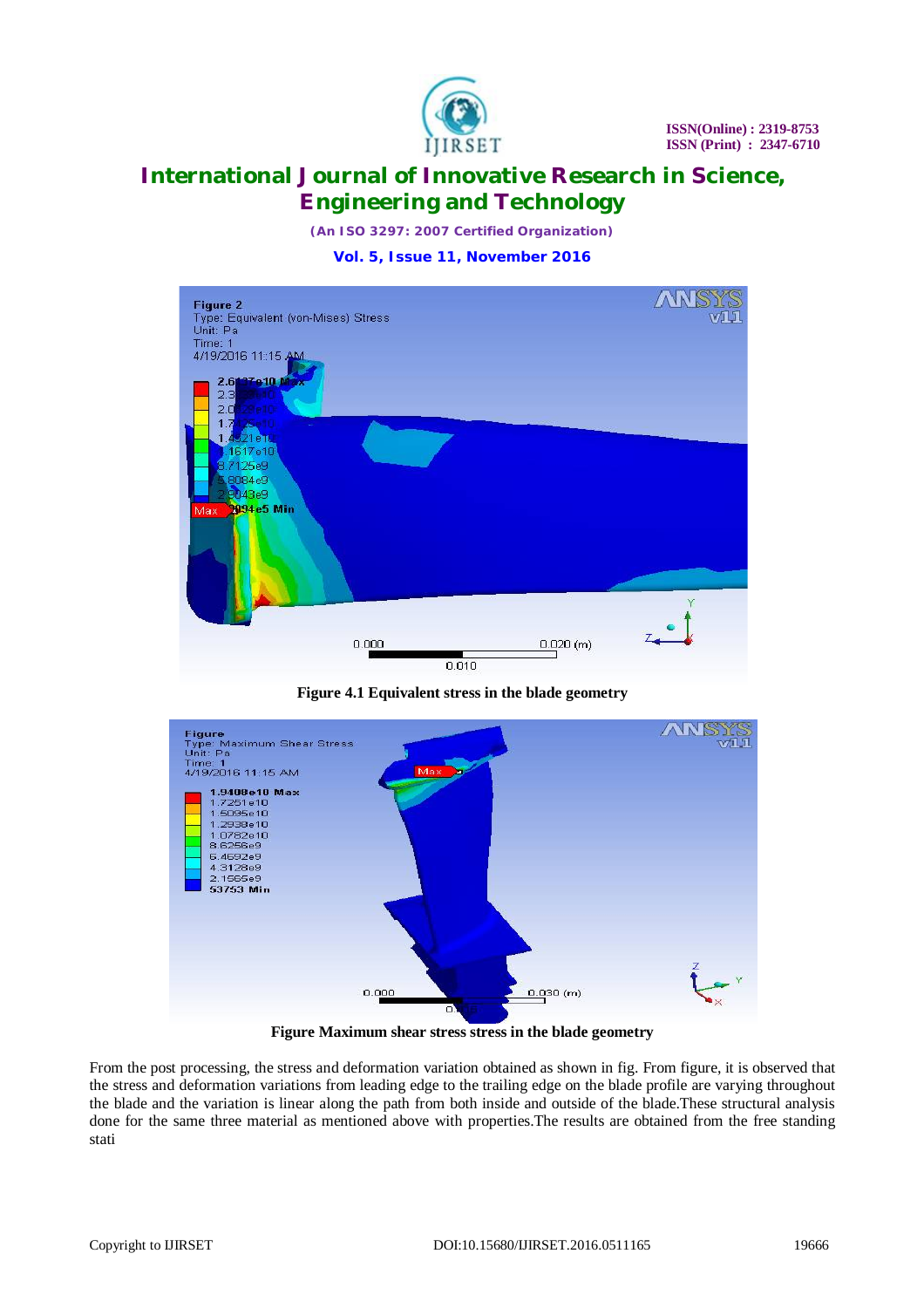Figure 4.1 Equivalent stress in the blade geometry

Figure Maximum shear stress stress in the blade geometry

From the post processing, the stress and deformation variation obtained as shown in fig. From figure, it is observed that the stress and deformation variations from leading edge to the trailing edge on the blade profile are varying throughout the blade and the variation is linear along the path from both inside and outside of the blade.These structural analysis done for the same three material as mentioned above with properties.The results are obtained from the free standing stati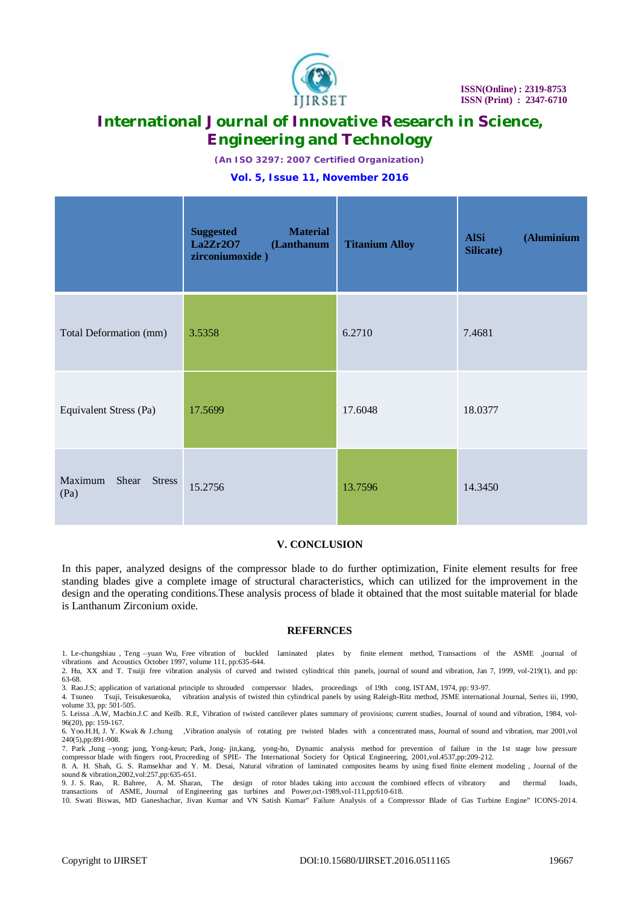| | Suggested Material La2Zr2O7 (Lanthanum zirconiumoxide ) | Titanium Alloy | AlSi (Aluminium Silicate) |
|---|---|---|---|
| Total Deformation (mm) | 3.5358 | 6.2710 | 7.4681 |
| Equivalent Stress (Pa) | 17.5699 | 17.6048 | 18.0377 |
| Maximum Shear Stress (Pa) | 15.2756 | 13.7596 | 14.3450 |

## V. CONCLUSION

In this paper, analyzed designs of the compressor blade to do further optimization, Finite element results for free standing blades give a complete image of structural characteristics, which can utilized for the improvement in the design and the operating conditions.These analysis process of blade it obtained that the most suitable material for blade is Lanthanum Zirconium oxide.

## REFERNCES

1. Le-chungshiau , Teng –yuan Wu, Free vibration of buckled laminated plates by finite element method, Transactions of the ASME ,journal of vibrations and Acoustics October 1997, volume 111, pp:635-644.
2. Hu, XX and T. Tsuiji free vibration analysis of curved and twisted cylindrical thin panels, journal of sound and vibration, Jan 7, 1999, vol-219(1), and pp: 63-68.
3. Rao.J.S; application of variational principle to shrouded comperssor blades, proceedings of 19th cong. ISTAM, 1974, pp: 93-97.
4. Tsuneo Tsuji, Teisukesueoka, vibration analysis of twisted thin cylindrical panels by using Raleigh-Ritz method, JSME international Journal, Series iii, 1990, volume 33, pp: 501-505.
5. Leissa .A.W, Macbin.J.C and Keilb. R.E, Vibration of twisted cantilever plates summary of provisions; current studies, Journal of sound and vibration, 1984, vol-96(20), pp: 159-167.
6. Yoo.H.H, J. Y. Kwak & J.chung ,Vibration analysis of rotating pre twisted blades with a concentrated mass, Journal of sound and vibration, mar 2001,vol 240(5),pp:891-908.
7. Park ,Jung –yong; jung, Yong-keun; Park, Jong- jin,kang, yong-ho, Dynamic analysis method for prevention of failure in the 1st stage low pressure compressor blade with fingers root, Proceeding of SPIE- The International Society for Optical Engineering, 2001,vol.4537,pp:209-212.
8. A. H. Shah, G. S. Ramsekhar and Y. M. Desai, Natural vibration of laminated composites beams by using fixed finite element modeling , Journal of the sound & vibration,2002,vol:257,pp:635-651.
9. J. S. Rao, R. Bahree, A. M. Sharan, The design of rotor blades taking into account the combined effects of vibratory and thermal loads, transactions of ASME, Journal of Engineering gas turbines and Power,oct-1989,vol-111,pp:610-618.
10. Swati Biswas, MD Ganeshachar, Jivan Kumar and VN Satish Kumar" Failure Analysis of a Compressor Blade of Gas Turbine Engine" ICONS-2014.